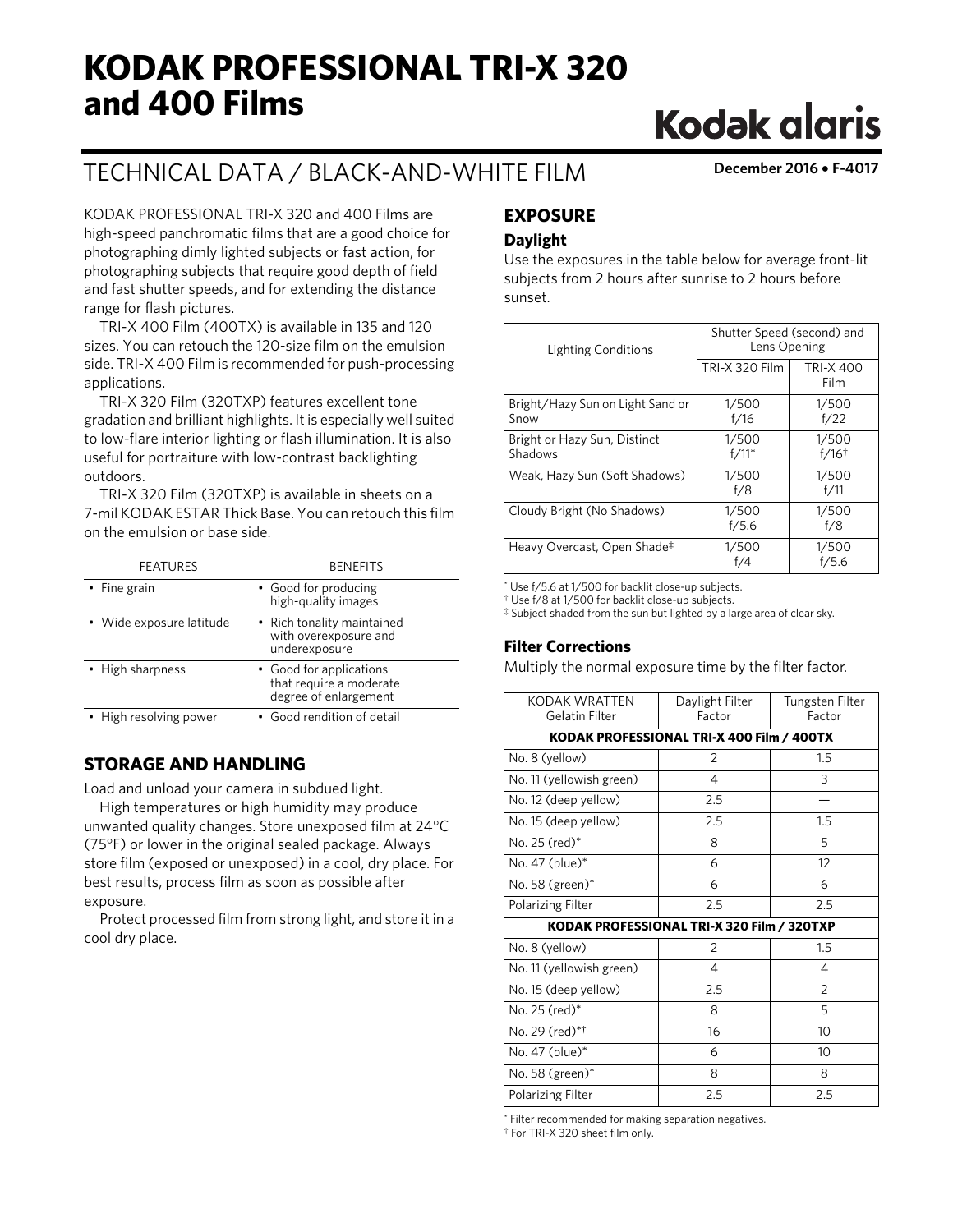# KODAK PROFESSIONAL TRI-X 320 and 400 Films

Kodak alaris

## TECHNICAL DATA / BLACK-AND-WHITE FILM

**December 2016 • F-4017**

KODAK PROFESSIONAL TRI-X 320 and 400 Films are high-speed panchromatic films that are a good choice for photographing dimly lighted subjects or fast action, for photographing subjects that require good depth of field and fast shutter speeds, and for extending the distance range for flash pictures.

TRI-X 400 Film (400TX) is available in 135 and 120 sizes. You can retouch the 120-size film on the emulsion side. TRI-X 400 Film is recommended for push-processing applications.

TRI-X 320 Film (320TXP) features excellent tone gradation and brilliant highlights. It is especially well suited to low-flare interior lighting or flash illumination. It is also useful for portraiture with low-contrast backlighting outdoors.

TRI-X 320 Film (320TXP) is available in sheets on a 7-mil KODAK ESTAR Thick Base. You can retouch this film on the emulsion or base side.

| FEATURES | BENEFITS |
|---|---|
| • Fine grain | • Good for producing high-quality images |
| • Wide exposure latitude | • Rich tonality maintained with overexposure and underexposure |
| • High sharpness | • Good for applications that require a moderate degree of enlargement |
| • High resolving power | • Good rendition of detail |

## STORAGE AND HANDLING

Load and unload your camera in subdued light.

High temperatures or high humidity may produce unwanted quality changes. Store unexposed film at 24°C (75°F) or lower in the original sealed package. Always store film (exposed or unexposed) in a cool, dry place. For best results, process film as soon as possible after exposure.

Protect processed film from strong light, and store it in a cool dry place.

## EXPOSURE

### Daylight

Use the exposures in the table below for average front-lit subjects from 2 hours after sunrise to 2 hours before sunset.

| Lighting Conditions | Shutter Speed (second) and Lens Opening | |
|---|---|---|
| | TRI-X 320 Film | TRI-X 400 Film |
| Bright/Hazy Sun on Light Sand or Snow | 1/500 f/16 | 1/500 f/22 |
| Bright or Hazy Sun, Distinct Shadows | 1/500 f/11* | 1/500 f/16† |
| Weak, Hazy Sun (Soft Shadows) | 1/500 f/8 | 1/500 f/11 |
| Cloudy Bright (No Shadows) | 1/500 f/5.6 | 1/500 f/8 |
| Heavy Overcast, Open Shade‡ | 1/500 f/4 | 1/500 f/5.6 |

\* Use f/5.6 at 1/500 for backlit close-up subjects.
† Use f/8 at 1/500 for backlit close-up subjects.
‡ Subject shaded from the sun but lighted by a large area of clear sky.

### Filter Corrections

Multiply the normal exposure time by the filter factor.

| KODAK WRATTEN Gelatin Filter | Daylight Filter Factor | Tungsten Filter Factor |
|---|---|---|
| **KODAK PROFESSIONAL TRI-X 400 Film / 400TX** | | |
| No. 8 (yellow) | 2 | 1.5 |
| No. 11 (yellowish green) | 4 | 3 |
| No. 12 (deep yellow) | 2.5 | — |
| No. 15 (deep yellow) | 2.5 | 1.5 |
| No. 25 (red)* | 8 | 5 |
| No. 47 (blue)* | 6 | 12 |
| No. 58 (green)* | 6 | 6 |
| Polarizing Filter | 2.5 | 2.5 |
| **KODAK PROFESSIONAL TRI-X 320 Film / 320TXP** | | |
| No. 8 (yellow) | 2 | 1.5 |
| No. 11 (yellowish green) | 4 | 4 |
| No. 15 (deep yellow) | 2.5 | 2 |
| No. 25 (red)* | 8 | 5 |
| No. 29 (red)*† | 16 | 10 |
| No. 47 (blue)* | 6 | 10 |
| No. 58 (green)* | 8 | 8 |
| Polarizing Filter | 2.5 | 2.5 |

\* Filter recommended for making separation negatives.
† For TRI-X 320 sheet film only.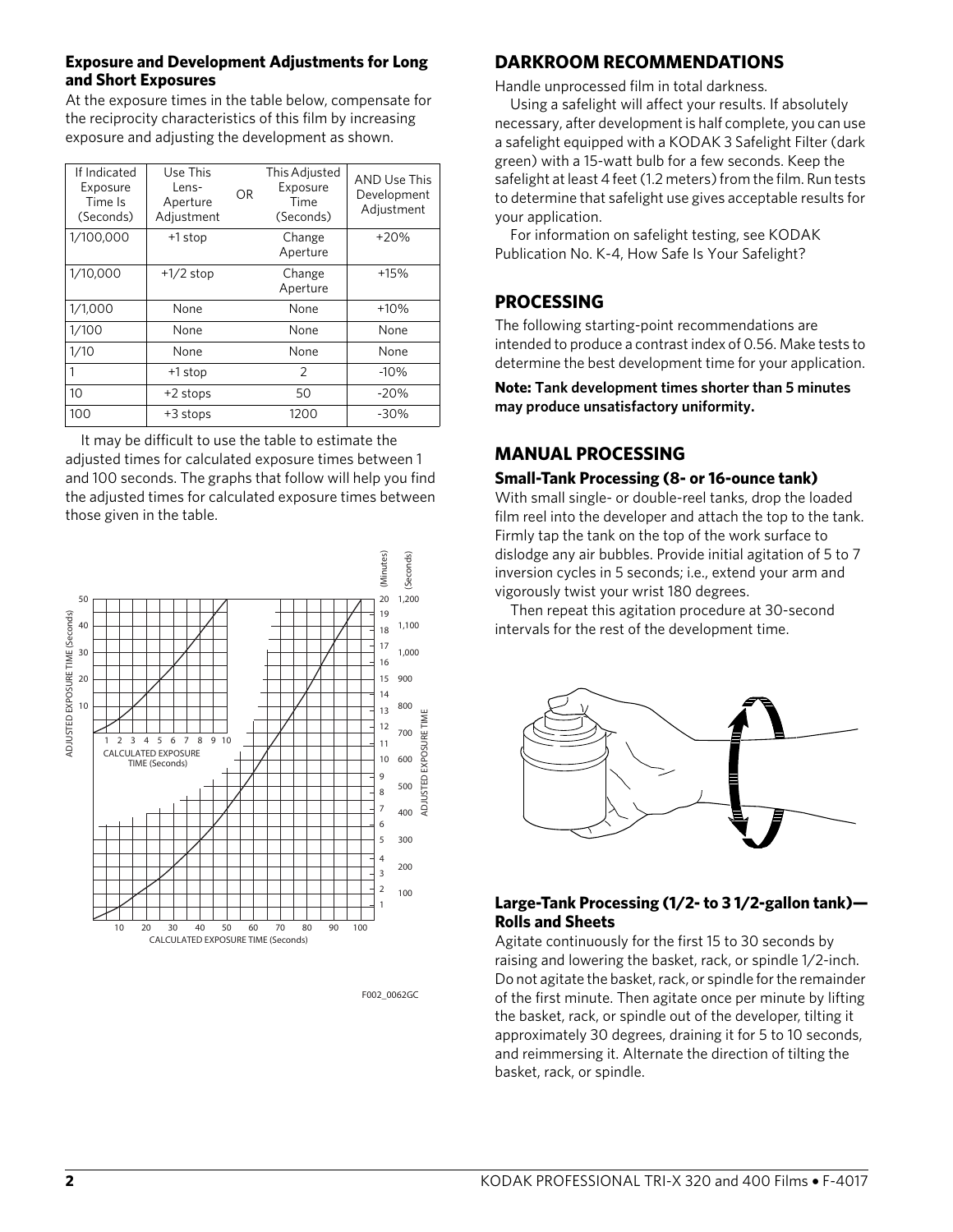### Exposure and Development Adjustments for Long and Short Exposures

At the exposure times in the table below, compensate for the reciprocity characteristics of this film by increasing exposure and adjusting the development as shown.

| If Indicated Exposure Time Is (Seconds) | Use This Lens-Aperture Adjustment | OR | This Adjusted Exposure Time (Seconds) | AND Use This Development Adjustment |
|---|---|---|---|---|
| 1/100,000 | +1 stop | | Change Aperture | +20% |
| 1/10,000 | +1/2 stop | | Change Aperture | +15% |
| 1/1,000 | None | | None | +10% |
| 1/100 | None | | None | None |
| 1/10 | None | | None | None |
| 1 | +1 stop | | 2 | -10% |
| 10 | +2 stops | | 50 | -20% |
| 100 | +3 stops | | 1200 | -30% |

It may be difficult to use the table to estimate the adjusted times for calculated exposure times between 1 and 100 seconds. The graphs that follow will help you find the adjusted times for calculated exposure times between those given in the table.

F002_0062GC

## DARKROOM RECOMMENDATIONS

Handle unprocessed film in total darkness.

Using a safelight will affect your results. If absolutely necessary, after development is half complete, you can use a safelight equipped with a KODAK 3 Safelight Filter (dark green) with a 15-watt bulb for a few seconds. Keep the safelight at least 4 feet (1.2 meters) from the film. Run tests to determine that safelight use gives acceptable results for your application.

For information on safelight testing, see KODAK Publication No. K-4, How Safe Is Your Safelight?

## PROCESSING

The following starting-point recommendations are intended to produce a contrast index of 0.56. Make tests to determine the best development time for your application.

**Note: Tank development times shorter than 5 minutes may produce unsatisfactory uniformity.**

## MANUAL PROCESSING

### Small-Tank Processing (8- or 16-ounce tank)

With small single- or double-reel tanks, drop the loaded film reel into the developer and attach the top to the tank. Firmly tap the tank on the top of the work surface to dislodge any air bubbles. Provide initial agitation of 5 to 7 inversion cycles in 5 seconds; i.e., extend your arm and vigorously twist your wrist 180 degrees.

Then repeat this agitation procedure at 30-second intervals for the rest of the development time.

### Large-Tank Processing (1/2- to 3 1/2-gallon tank)—Rolls and Sheets

Agitate continuously for the first 15 to 30 seconds by raising and lowering the basket, rack, or spindle 1/2-inch. Do not agitate the basket, rack, or spindle for the remainder of the first minute. Then agitate once per minute by lifting the basket, rack, or spindle out of the developer, tilting it approximately 30 degrees, draining it for 5 to 10 seconds, and reimmersing it. Alternate the direction of tilting the basket, rack, or spindle.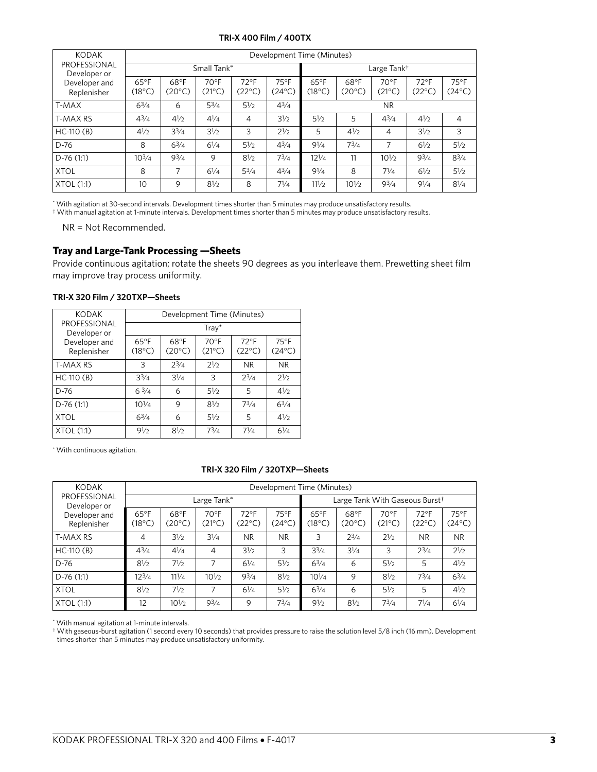**TRI-X 400 Film / 400TX**

| KODAK PROFESSIONAL Developer or Developer and Replenisher | Development Time (Minutes) | | | | | | | | | |
|---|---|---|---|---|---|---|---|---|---|---|
| | Small Tank* | | | | | Large Tank† | | | | |
| | 65°F (18°C) | 68°F (20°C) | 70°F (21°C) | 72°F (22°C) | 75°F (24°C) | 65°F (18°C) | 68°F (20°C) | 70°F (21°C) | 72°F (22°C) | 75°F (24°C) |
| T-MAX | 6¾ | 6 | 5¾ | 5½ | 4¾ | NR | | | | |
| T-MAX RS | 4¾ | 4½ | 4¼ | 4 | 3½ | 5½ | 5 | 4¾ | 4½ | 4 |
| HC-110 (B) | 4½ | 3¾ | 3½ | 3 | 2½ | 5 | 4½ | 4 | 3½ | 3 |
| D-76 | 8 | 6¾ | 6¼ | 5½ | 4¾ | 9¼ | 7¾ | 7 | 6½ | 5½ |
| D-76 (1:1) | 10¾ | 9¾ | 9 | 8½ | 7¾ | 12¼ | 11 | 10½ | 9¾ | 8¾ |
| XTOL | 8 | 7 | 6¼ | 5¾ | 4¾ | 9¼ | 8 | 7¼ | 6½ | 5½ |
| XTOL (1:1) | 10 | 9 | 8½ | 8 | 7¼ | 11½ | 10½ | 9¾ | 9¼ | 8¼ |

\* With agitation at 30-second intervals. Development times shorter than 5 minutes may produce unsatisfactory results.
† With manual agitation at 1-minute intervals. Development times shorter than 5 minutes may produce unsatisfactory results.

NR = Not Recommended.

## Tray and Large-Tank Processing —Sheets

Provide continuous agitation; rotate the sheets 90 degrees as you interleave them. Prewetting sheet film may improve tray process uniformity.

**TRI-X 320 Film / 320TXP—Sheets**

| KODAK PROFESSIONAL Developer or Developer and Replenisher | Development Time (Minutes) | | | | |
|---|---|---|---|---|---|
| | Tray* | | | | |
| | 65°F (18°C) | 68°F (20°C) | 70°F (21°C) | 72°F (22°C) | 75°F (24°C) |
| T-MAX RS | 3 | 2¾ | 2½ | NR | NR |
| HC-110 (B) | 3¾ | 3¼ | 3 | 2¾ | 2½ |
| D-76 | 6 ¾ | 6 | 5½ | 5 | 4½ |
| D-76 (1:1) | 10¼ | 9 | 8½ | 7¾ | 6¾ |
| XTOL | 6¾ | 6 | 5½ | 5 | 4½ |
| XTOL (1:1) | 9½ | 8½ | 7¾ | 7¼ | 6¼ |

\* With continuous agitation.

**TRI-X 320 Film / 320TXP—Sheets**

| KODAK PROFESSIONAL Developer or Developer and Replenisher | Development Time (Minutes) | | | | | | | | | |
|---|---|---|---|---|---|---|---|---|---|---|
| | Large Tank* | | | | | Large Tank With Gaseous Burst† | | | | |
| | 65°F (18°C) | 68°F (20°C) | 70°F (21°C) | 72°F (22°C) | 75°F (24°C) | 65°F (18°C) | 68°F (20°C) | 70°F (21°C) | 72°F (22°C) | 75°F (24°C) |
| T-MAX RS | 4 | 3½ | 3¼ | NR | NR | 3 | 2¾ | 2½ | NR | NR |
| HC-110 (B) | 4¾ | 4¼ | 4 | 3½ | 3 | 3¾ | 3¼ | 3 | 2¾ | 2½ |
| D-76 | 8½ | 7½ | 7 | 6¼ | 5½ | 6¾ | 6 | 5½ | 5 | 4½ |
| D-76 (1:1) | 12¾ | 11¼ | 10½ | 9¾ | 8½ | 10¼ | 9 | 8½ | 7¾ | 6¾ |
| XTOL | 8½ | 7½ | 7 | 6¼ | 5½ | 6¾ | 6 | 5½ | 5 | 4½ |
| XTOL (1:1) | 12 | 10½ | 9¾ | 9 | 7¾ | 9½ | 8½ | 7¾ | 7¼ | 6¼ |

\* With manual agitation at 1-minute intervals.
† With gaseous-burst agitation (1 second every 10 seconds) that provides pressure to raise the solution level 5/8 inch (16 mm). Development times shorter than 5 minutes may produce unsatisfactory uniformity.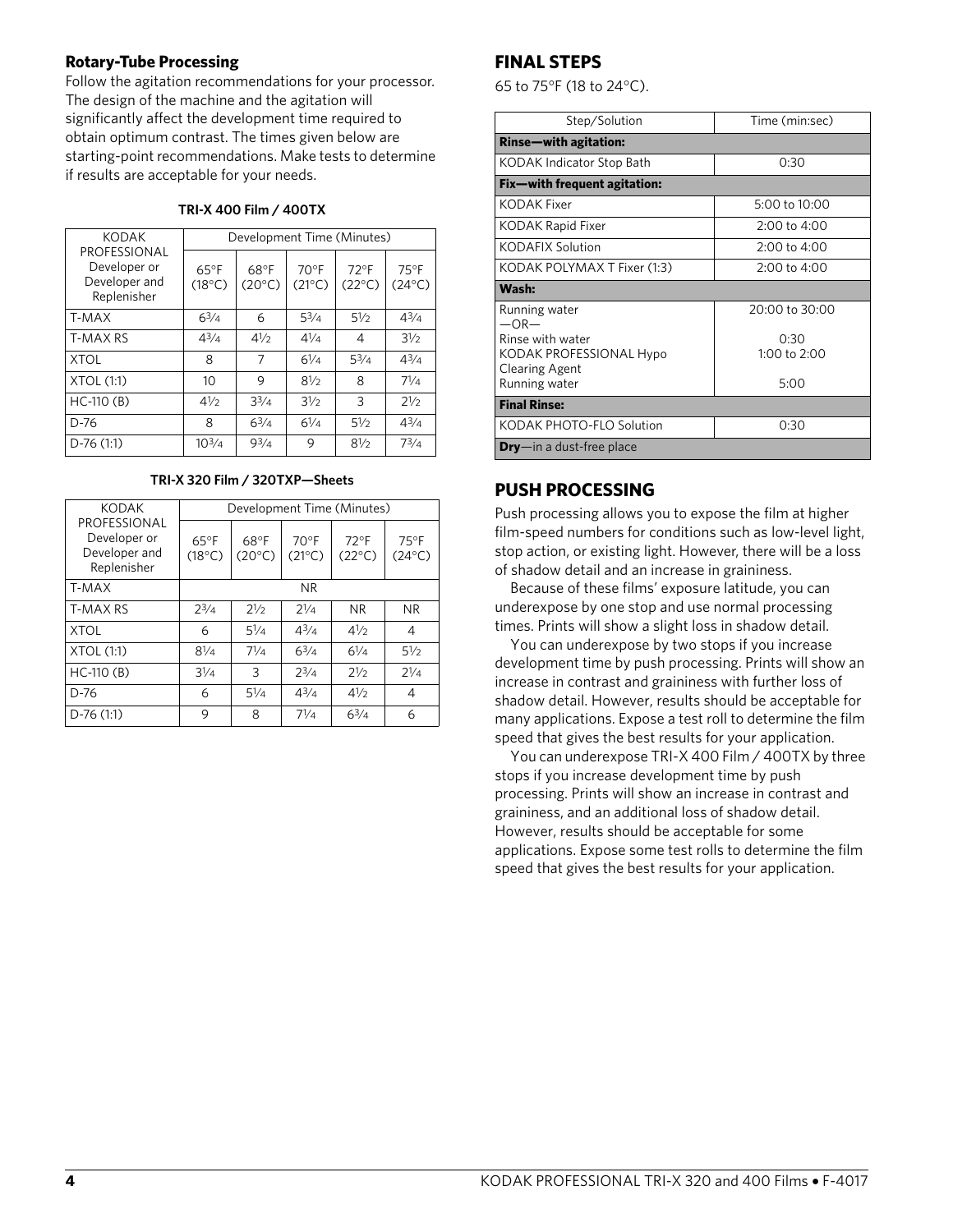### Rotary-Tube Processing

Follow the agitation recommendations for your processor. The design of the machine and the agitation will significantly affect the development time required to obtain optimum contrast. The times given below are starting-point recommendations. Make tests to determine if results are acceptable for your needs.

**TRI-X 400 Film / 400TX**

| KODAK PROFESSIONAL Developer or Developer and Replenisher | Development Time (Minutes) | | | | |
|---|---|---|---|---|---|
| | 65°F (18°C) | 68°F (20°C) | 70°F (21°C) | 72°F (22°C) | 75°F (24°C) |
| T-MAX | 6¾ | 6 | 5¾ | 5½ | 4¾ |
| T-MAX RS | 4¾ | 4½ | 4¼ | 4 | 3½ |
| XTOL | 8 | 7 | 6¼ | 5¾ | 4¾ |
| XTOL (1:1) | 10 | 9 | 8½ | 8 | 7¼ |
| HC-110 (B) | 4½ | 3¾ | 3½ | 3 | 2½ |
| D-76 | 8 | 6¾ | 6¼ | 5½ | 4¾ |
| D-76 (1:1) | 10¾ | 9¾ | 9 | 8½ | 7¾ |

**TRI-X 320 Film / 320TXP—Sheets**

| KODAK PROFESSIONAL Developer or Developer and Replenisher | Development Time (Minutes) | | | | |
|---|---|---|---|---|---|
| | 65°F (18°C) | 68°F (20°C) | 70°F (21°C) | 72°F (22°C) | 75°F (24°C) |
| T-MAX | NR | | | | |
| T-MAX RS | 2¾ | 2½ | 2¼ | NR | NR |
| XTOL | 6 | 5¼ | 4¾ | 4½ | 4 |
| XTOL (1:1) | 8¼ | 7¼ | 6¾ | 6¼ | 5½ |
| HC-110 (B) | 3¼ | 3 | 2¾ | 2½ | 2¼ |
| D-76 | 6 | 5¼ | 4¾ | 4½ | 4 |
| D-76 (1:1) | 9 | 8 | 7¼ | 6¾ | 6 |

## FINAL STEPS

65 to 75°F (18 to 24°C).

| Step/Solution | Time (min:sec) |
|---|---|
| **Rinse—with agitation:** | |
| KODAK Indicator Stop Bath | 0:30 |
| **Fix—with frequent agitation:** | |
| KODAK Fixer | 5:00 to 10:00 |
| KODAK Rapid Fixer | 2:00 to 4:00 |
| KODAFIX Solution | 2:00 to 4:00 |
| KODAK POLYMAX T Fixer (1:3) | 2:00 to 4:00 |
| **Wash:** | |
| Running water | 20:00 to 30:00 |
| —OR— | |
| Rinse with water | 0:30 |
| KODAK PROFESSIONAL Hypo Clearing Agent | 1:00 to 2:00 |
| Running water | 5:00 |
| **Final Rinse:** | |
| KODAK PHOTO-FLO Solution | 0:30 |
| **Dry**—in a dust-free place | |

## PUSH PROCESSING

Push processing allows you to expose the film at higher film-speed numbers for conditions such as low-level light, stop action, or existing light. However, there will be a loss of shadow detail and an increase in graininess.

Because of these films' exposure latitude, you can underexpose by one stop and use normal processing times. Prints will show a slight loss in shadow detail.

You can underexpose by two stops if you increase development time by push processing. Prints will show an increase in contrast and graininess with further loss of shadow detail. However, results should be acceptable for many applications. Expose a test roll to determine the film speed that gives the best results for your application.

You can underexpose TRI-X 400 Film / 400TX by three stops if you increase development time by push processing. Prints will show an increase in contrast and graininess, and an additional loss of shadow detail. However, results should be acceptable for some applications. Expose some test rolls to determine the film speed that gives the best results for your application.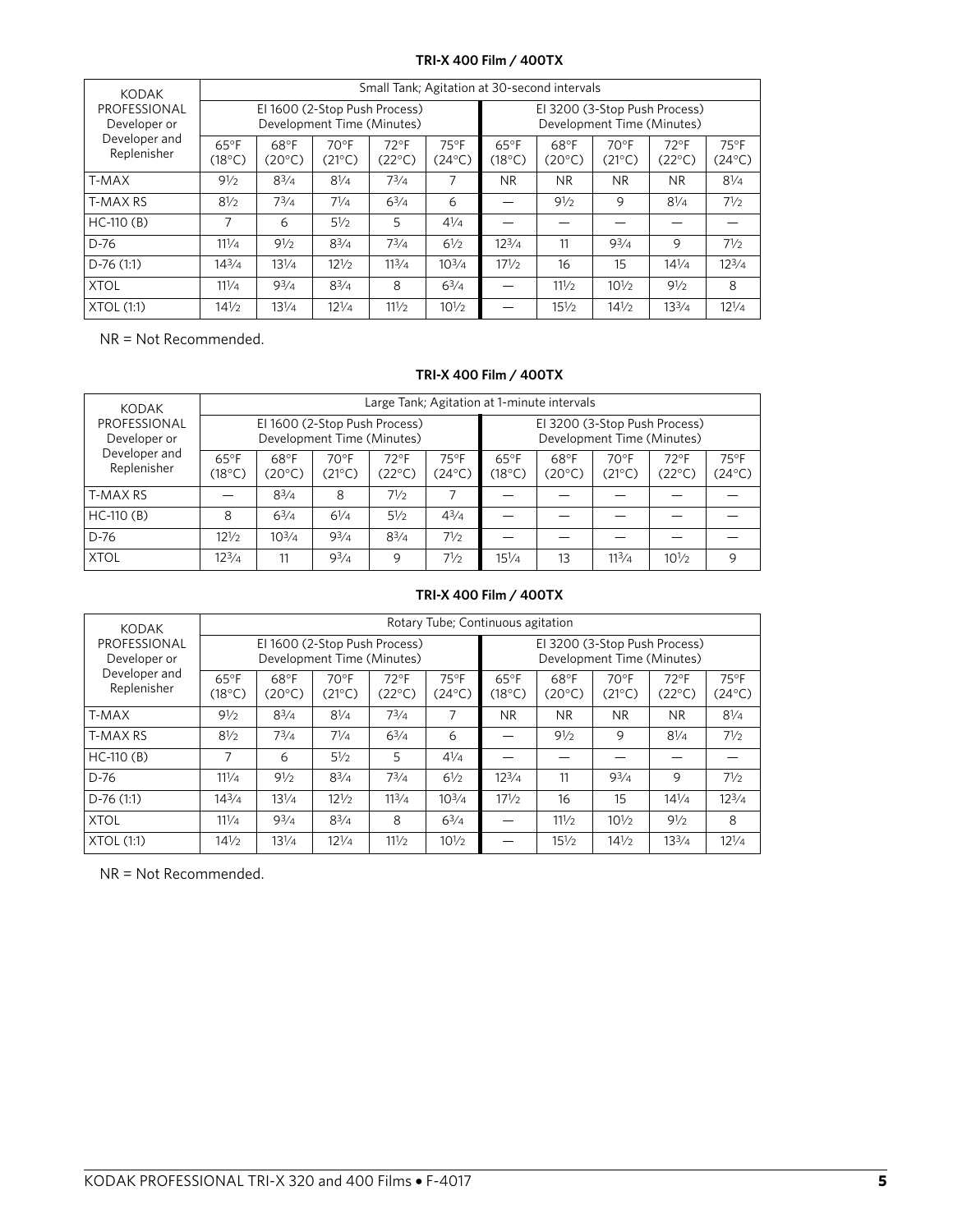**TRI-X 400 Film / 400TX**

| KODAK PROFESSIONAL Developer or Developer and Replenisher | Small Tank; Agitation at 30-second intervals | | | | | | | | | |
|---|---|---|---|---|---|---|---|---|---|---|
| | EI 1600 (2-Stop Push Process) Development Time (Minutes) | | | | | EI 3200 (3-Stop Push Process) Development Time (Minutes) | | | | |
| | 65°F (18°C) | 68°F (20°C) | 70°F (21°C) | 72°F (22°C) | 75°F (24°C) | 65°F (18°C) | 68°F (20°C) | 70°F (21°C) | 72°F (22°C) | 75°F (24°C) |
| T-MAX | 9½ | 8¾ | 8¼ | 7¾ | 7 | NR | NR | NR | NR | 8¼ |
| T-MAX RS | 8½ | 7¾ | 7¼ | 6¾ | 6 | — | 9½ | 9 | 8¼ | 7½ |
| HC-110 (B) | 7 | 6 | 5½ | 5 | 4¼ | — | — | — | — | — |
| D-76 | 11¼ | 9½ | 8¾ | 7¾ | 6½ | 12¾ | 11 | 9¾ | 9 | 7½ |
| D-76 (1:1) | 14¾ | 13¼ | 12½ | 11¾ | 10¾ | 17½ | 16 | 15 | 14¼ | 12¾ |
| XTOL | 11¼ | 9¾ | 8¾ | 8 | 6¾ | — | 11½ | 10½ | 9½ | 8 |
| XTOL (1:1) | 14½ | 13¼ | 12¼ | 11½ | 10½ | — | 15½ | 14½ | 13¾ | 12¼ |

NR = Not Recommended.

**TRI-X 400 Film / 400TX**

| KODAK PROFESSIONAL Developer or Developer and Replenisher | Large Tank; Agitation at 1-minute intervals | | | | | | | | | |
|---|---|---|---|---|---|---|---|---|---|---|
| | EI 1600 (2-Stop Push Process) Development Time (Minutes) | | | | | EI 3200 (3-Stop Push Process) Development Time (Minutes) | | | | |
| | 65°F (18°C) | 68°F (20°C) | 70°F (21°C) | 72°F (22°C) | 75°F (24°C) | 65°F (18°C) | 68°F (20°C) | 70°F (21°C) | 72°F (22°C) | 75°F (24°C) |
| T-MAX RS | — | 8¾ | 8 | 7½ | 7 | — | — | — | — | — |
| HC-110 (B) | 8 | 6¾ | 6¼ | 5½ | 4¾ | — | — | — | — | — |
| D-76 | 12½ | 10¾ | 9¾ | 8¾ | 7½ | — | — | — | — | — |
| XTOL | 12¾ | 11 | 9¾ | 9 | 7½ | 15¼ | 13 | 11¾ | 10½ | 9 |

**TRI-X 400 Film / 400TX**

| KODAK PROFESSIONAL Developer or Developer and Replenisher | Rotary Tube; Continuous agitation | | | | | | | | | |
|---|---|---|---|---|---|---|---|---|---|---|
| | EI 1600 (2-Stop Push Process) Development Time (Minutes) | | | | | EI 3200 (3-Stop Push Process) Development Time (Minutes) | | | | |
| | 65°F (18°C) | 68°F (20°C) | 70°F (21°C) | 72°F (22°C) | 75°F (24°C) | 65°F (18°C) | 68°F (20°C) | 70°F (21°C) | 72°F (22°C) | 75°F (24°C) |
| T-MAX | 9½ | 8¾ | 8¼ | 7¾ | 7 | NR | NR | NR | NR | 8¼ |
| T-MAX RS | 8½ | 7¾ | 7¼ | 6¾ | 6 | — | 9½ | 9 | 8¼ | 7½ |
| HC-110 (B) | 7 | 6 | 5½ | 5 | 4¼ | — | — | — | — | — |
| D-76 | 11¼ | 9½ | 8¾ | 7¾ | 6½ | 12¾ | 11 | 9¾ | 9 | 7½ |
| D-76 (1:1) | 14¾ | 13¼ | 12½ | 11¾ | 10¾ | 17½ | 16 | 15 | 14¼ | 12¾ |
| XTOL | 11¼ | 9¾ | 8¾ | 8 | 6¾ | — | 11½ | 10½ | 9½ | 8 |
| XTOL (1:1) | 14½ | 13¼ | 12¼ | 11½ | 10½ | — | 15½ | 14½ | 13¾ | 12¼ |

NR = Not Recommended.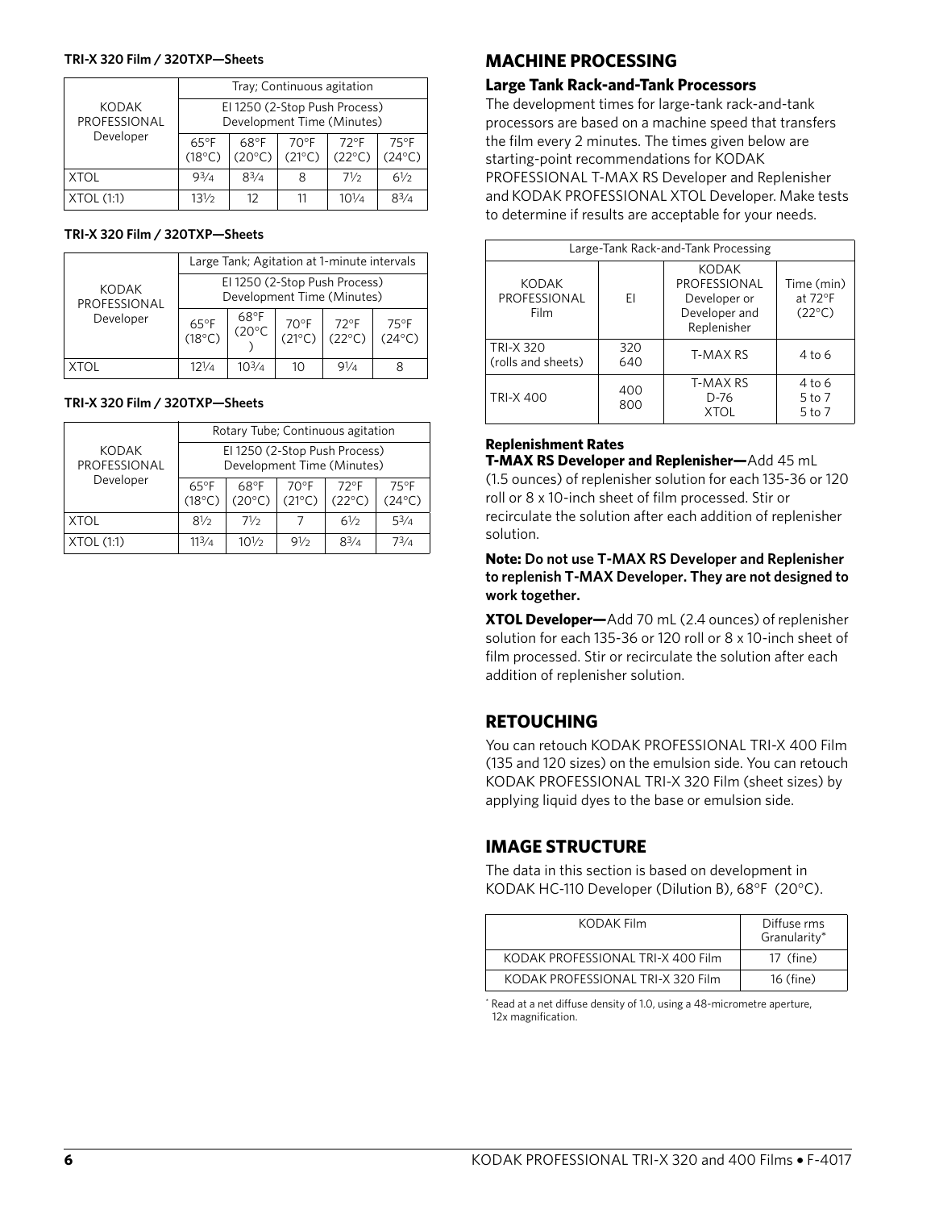**TRI-X 320 Film / 320TXP—Sheets**

| KODAK PROFESSIONAL Developer | Tray; Continuous agitation | | | | |
|---|---|---|---|---|---|
| | EI 1250 (2-Stop Push Process) Development Time (Minutes) | | | | |
| | 65°F (18°C) | 68°F (20°C) | 70°F (21°C) | 72°F (22°C) | 75°F (24°C) |
| XTOL | 9¾ | 8¾ | 8 | 7½ | 6½ |
| XTOL (1:1) | 13½ | 12 | 11 | 10¼ | 8¾ |

**TRI-X 320 Film / 320TXP—Sheets**

| KODAK PROFESSIONAL Developer | Large Tank; Agitation at 1-minute intervals | | | | |
|---|---|---|---|---|---|
| | EI 1250 (2-Stop Push Process) Development Time (Minutes) | | | | |
| | 65°F (18°C) | 68°F (20°C) | 70°F (21°C) | 72°F (22°C) | 75°F (24°C) |
| XTOL | 12¼ | 10¾ | 10 | 9¼ | 8 |

**TRI-X 320 Film / 320TXP—Sheets**

| KODAK PROFESSIONAL Developer | Rotary Tube; Continuous agitation | | | | |
|---|---|---|---|---|---|
| | EI 1250 (2-Stop Push Process) Development Time (Minutes) | | | | |
| | 65°F (18°C) | 68°F (20°C) | 70°F (21°C) | 72°F (22°C) | 75°F (24°C) |
| XTOL | 8½ | 7½ | 7 | 6½ | 5¾ |
| XTOL (1:1) | 11¾ | 10½ | 9½ | 8¾ | 7¾ |

## MACHINE PROCESSING

### Large Tank Rack-and-Tank Processors

The development times for large-tank rack-and-tank processors are based on a machine speed that transfers the film every 2 minutes. The times given below are starting-point recommendations for KODAK PROFESSIONAL T-MAX RS Developer and Replenisher and KODAK PROFESSIONAL XTOL Developer. Make tests to determine if results are acceptable for your needs.

| Large-Tank Rack-and-Tank Processing | | | |
|---|---|---|---|
| KODAK PROFESSIONAL Film | EI | KODAK PROFESSIONAL Developer or Developer and Replenisher | Time (min) at 72°F (22°C) |
| TRI-X 320 (rolls and sheets) | 320<br>640 | T-MAX RS | 4 to 6 |
| TRI-X 400 | 400<br>800 | T-MAX RS<br>D-76<br>XTOL | 4 to 6<br>5 to 7<br>5 to 7 |

### Replenishment Rates

**T-MAX RS Developer and Replenisher—**Add 45 mL (1.5 ounces) of replenisher solution for each 135-36 or 120 roll or 8 x 10-inch sheet of film processed. Stir or recirculate the solution after each addition of replenisher solution.

**Note: Do not use T-MAX RS Developer and Replenisher to replenish T-MAX Developer. They are not designed to work together.**

**XTOL Developer—**Add 70 mL (2.4 ounces) of replenisher solution for each 135-36 or 120 roll or 8 x 10-inch sheet of film processed. Stir or recirculate the solution after each addition of replenisher solution.

## RETOUCHING

You can retouch KODAK PROFESSIONAL TRI-X 400 Film (135 and 120 sizes) on the emulsion side. You can retouch KODAK PROFESSIONAL TRI-X 320 Film (sheet sizes) by applying liquid dyes to the base or emulsion side.

## IMAGE STRUCTURE

The data in this section is based on development in KODAK HC-110 Developer (Dilution B), 68°F (20°C).

| KODAK Film | Diffuse rms Granularity* |
|---|---|
| KODAK PROFESSIONAL TRI-X 400 Film | 17 (fine) |
| KODAK PROFESSIONAL TRI-X 320 Film | 16 (fine) |

* Read at a net diffuse density of 1.0, using a 48-micrometre aperture, 12x magnification.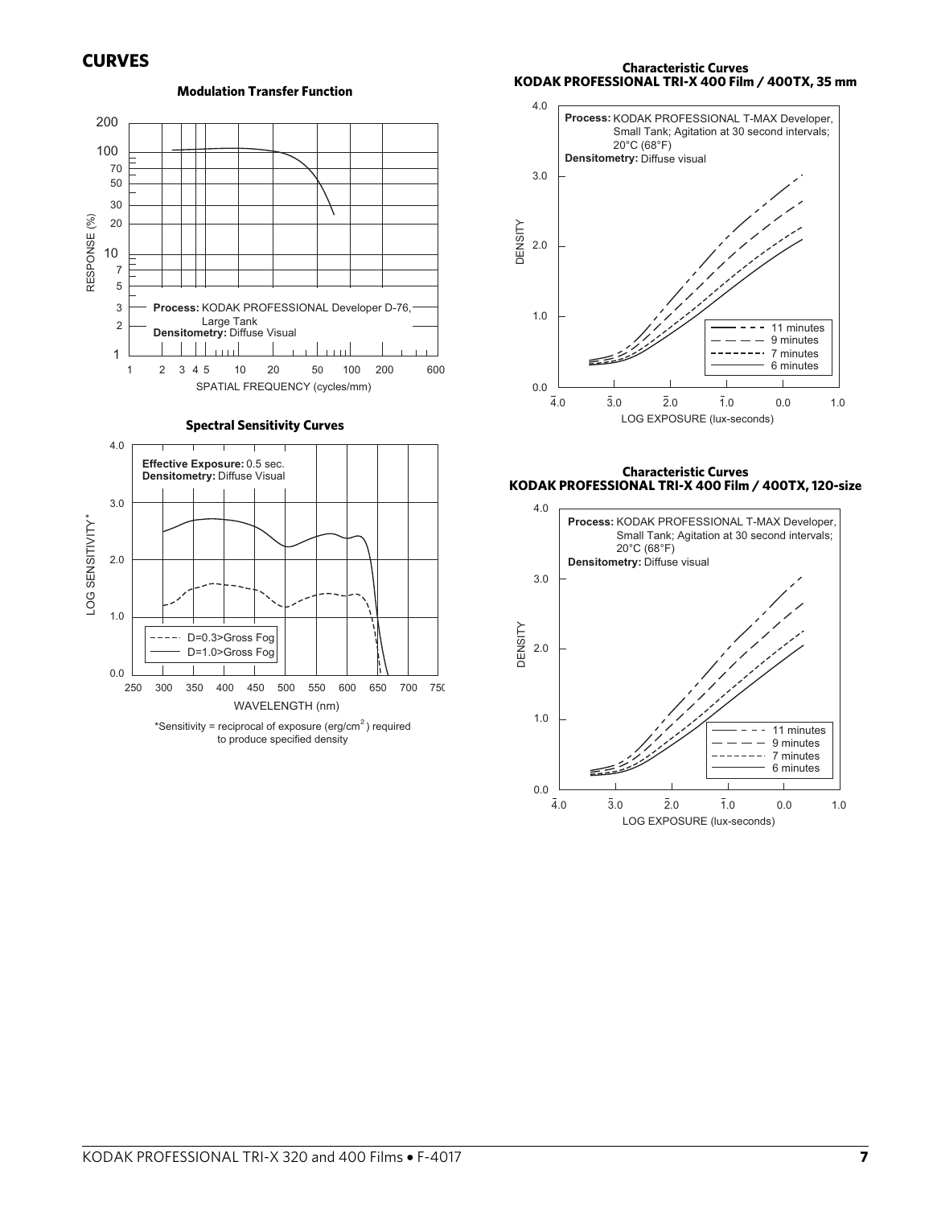## CURVES

**Modulation Transfer Function**

RESPONSE (%)

SPATIAL FREQUENCY (cycles/mm)

**Process:** KODAK PROFESSIONAL Developer D-76, Large Tank
**Densitometry:** Diffuse Visual

**Spectral Sensitivity Curves**

LOG SENSITIVITY*

WAVELENGTH (nm)

**Effective Exposure:** 0.5 sec.
**Densitometry:** Diffuse Visual

D=0.3>Gross Fog
D=1.0>Gross Fog

*Sensitivity = reciprocal of exposure (erg/cm$^2$) required to produce specified density

**Characteristic Curves**
**KODAK PROFESSIONAL TRI-X 400 Film / 400TX, 35 mm**

**Process:** KODAK PROFESSIONAL T-MAX Developer, Small Tank; Agitation at 30 second intervals; 20°C (68°F)
**Densitometry:** Diffuse visual

DENSITY

LOG EXPOSURE (lux-seconds)

11 minutes
9 minutes
7 minutes
6 minutes

**Characteristic Curves**
**KODAK PROFESSIONAL TRI-X 400 Film / 400TX, 120-size**

**Process:** KODAK PROFESSIONAL T-MAX Developer, Small Tank; Agitation at 30 second intervals; 20°C (68°F)
**Densitometry:** Diffuse visual

DENSITY

LOG EXPOSURE (lux-seconds)

11 minutes
9 minutes
7 minutes
6 minutes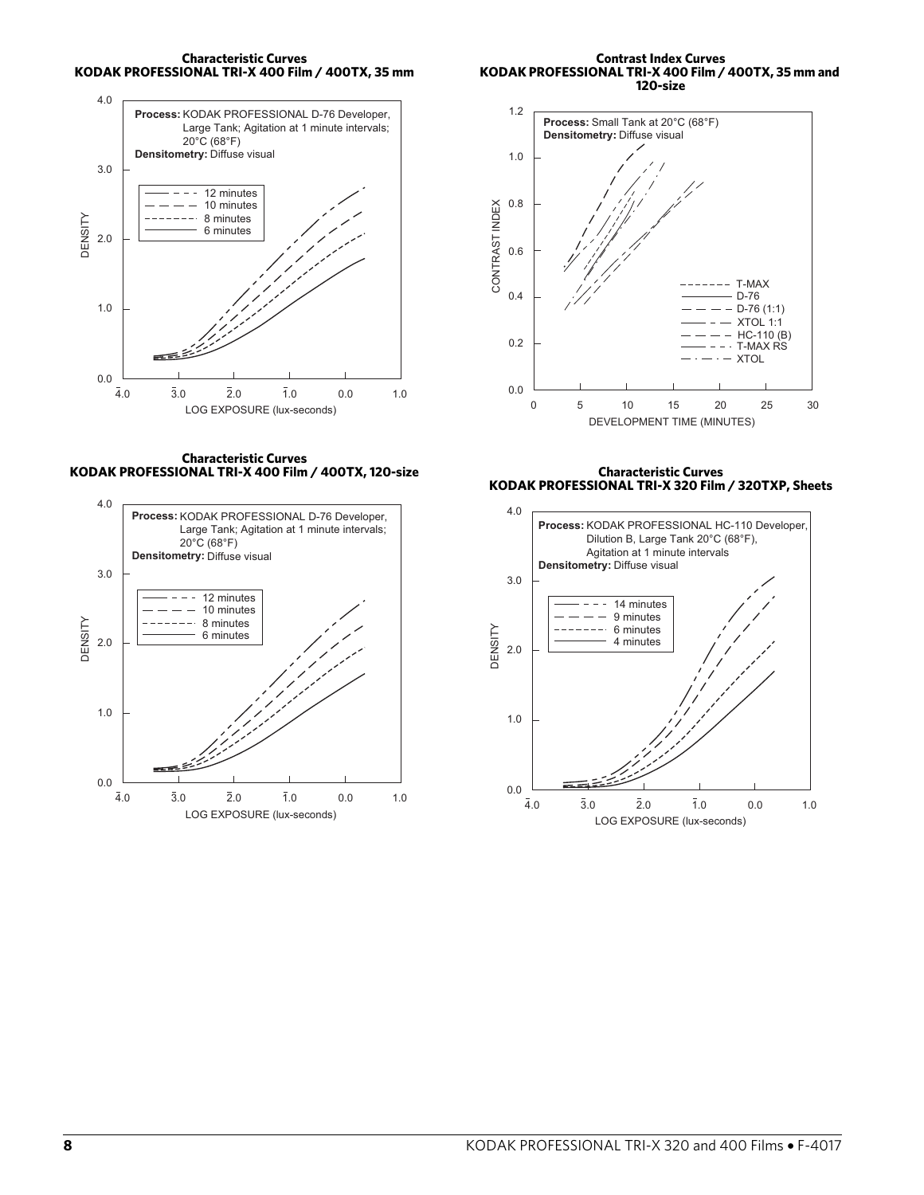**Characteristic Curves**
**KODAK PROFESSIONAL TRI-X 400 Film / 400TX, 35 mm**

Process: KODAK PROFESSIONAL D-76 Developer, Large Tank; Agitation at 1 minute intervals; 20°C (68°F)
Densitometry: Diffuse visual

12 minutes
10 minutes
8 minutes
6 minutes

DENSITY

LOG EXPOSURE (lux-seconds)

**Contrast Index Curves**
**KODAK PROFESSIONAL TRI-X 400 Film / 400TX, 35 mm and 120-size**

Process: Small Tank at 20°C (68°F)
Densitometry: Diffuse visual

T-MAX
D-76
D-76 (1:1)
XTOL 1:1
HC-110 (B)
T-MAX RS
XTOL

CONTRAST INDEX

DEVELOPMENT TIME (MINUTES)

**Characteristic Curves**
**KODAK PROFESSIONAL TRI-X 400 Film / 400TX, 120-size**

Process: KODAK PROFESSIONAL D-76 Developer, Large Tank; Agitation at 1 minute intervals; 20°C (68°F)
Densitometry: Diffuse visual

12 minutes
10 minutes
8 minutes
6 minutes

DENSITY

LOG EXPOSURE (lux-seconds)

**Characteristic Curves**
**KODAK PROFESSIONAL TRI-X 320 Film / 320TXP, Sheets**

Process: KODAK PROFESSIONAL HC-110 Developer, Dilution B, Large Tank 20°C (68°F), Agitation at 1 minute intervals
Densitometry: Diffuse visual

14 minutes
9 minutes
6 minutes
4 minutes

DENSITY

LOG EXPOSURE (lux-seconds)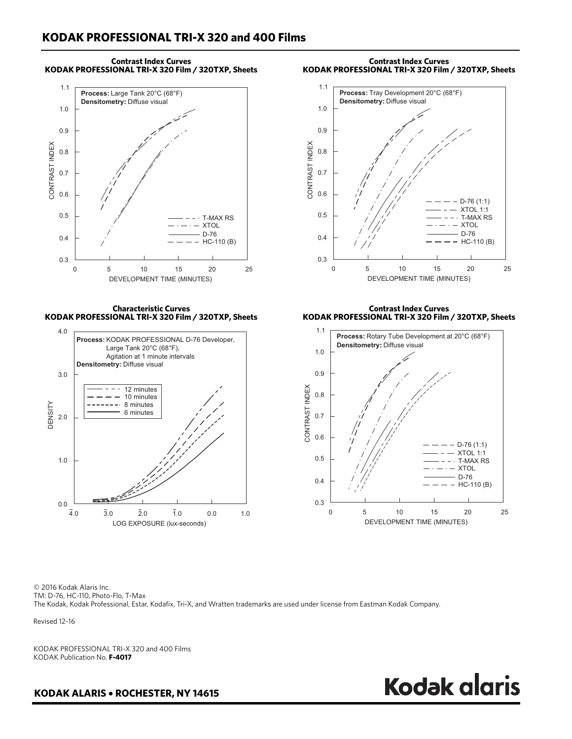## KODAK PROFESSIONAL TRI-X 320 and 400 Films

**Contrast Index Curves**
**KODAK PROFESSIONAL TRI-X 320 Film / 320TXP, Sheets**

**Process:** Large Tank 20°C (68°F)
**Densitometry:** Diffuse visual

CONTRAST INDEX
1.1
1.0
0.9
0.8
0.7
0.6
0.5
0.4
0.3
0 5 10 15 20 25
DEVELOPMENT TIME (MINUTES)

T-MAX RS
XTOL
D-76
HC-110 (B)

**Contrast Index Curves**
**KODAK PROFESSIONAL TRI-X 320 Film / 320TXP, Sheets**

**Process:** Tray Development 20°C (68°F)
**Densitometry:** Diffuse visual

CONTRAST INDEX
1.1
1.0
0.9
0.8
0.7
0.6
0.5
0.4
0.3
0 5 10 15 20 25
DEVELOPMENT TIME (MINUTES)

D-76 (1:1)
XTOL 1:1
T-MAX RS
XTOL
D-76
HC-110 (B)

**Characteristic Curves**
**KODAK PROFESSIONAL TRI-X 320 Film / 320TXP, Sheets**

**Process:** KODAK PROFESSIONAL D-76 Developer, Large Tank 20°C (68°F), Agitation at 1 minute intervals
**Densitometry:** Diffuse visual

DENSITY
4.0
3.0
2.0
1.0
0.0
$\bar{4}.0$ $\bar{3}.0$ $\bar{2}.0$ $\bar{1}.0$ 0.0 1.0
LOG EXPOSURE (lux-seconds)

12 minutes
10 minutes
8 minutes
6 minutes

**Contrast Index Curves**
**KODAK PROFESSIONAL TRI-X 320 Film / 320TXP, Sheets**

**Process:** Rotary Tube Development at 20°C (68°F)
**Densitometry:** Diffuse visual

CONTRAST INDEX
1.1
1.0
0.9
0.8
0.7
0.6
0.5
0.4
0.3
0 5 10 15 20 25
DEVELOPMENT TIME (MINUTES)

D-76 (1:1)
XTOL 1:1
T-MAX RS
XTOL
D-76
HC-110 (B)

© 2016 Kodak Alaris Inc.
TM: D-76, HC-110, Photo-Flo, T-Max
The Kodak, Kodak Professional, Estar, Kodafix, Tri-X, and Wratten trademarks are used under license from Eastman Kodak Company.

Revised 12-16

KODAK PROFESSIONAL TRI-X 320 and 400 Films
KODAK Publication No. **F-4017**

**KODAK ALARIS • ROCHESTER, NY 14615**

**Kodak alaris**